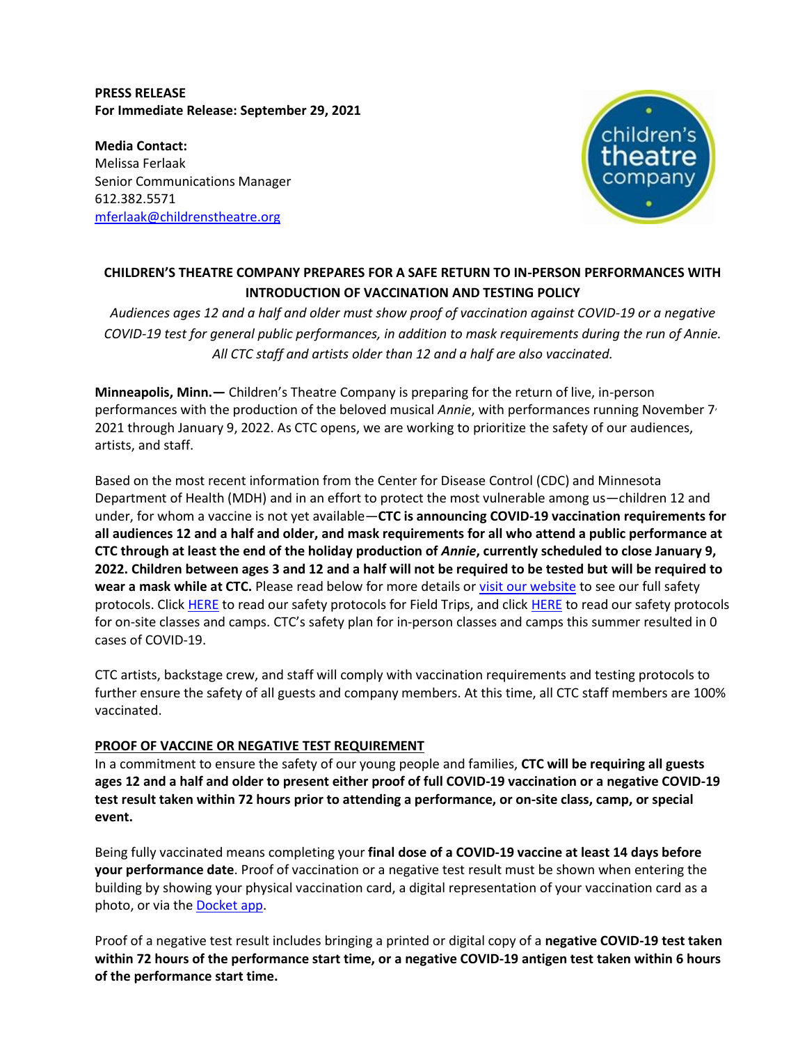**PRESS RELEASE**
**For Immediate Release: September 29, 2021**

**Media Contact:**
Melissa Ferlaak
Senior Communications Manager
612.382.5571
[mferlaak@childrenstheatre.org](mailto:mferlaak@childrenstheatre.org)

**CHILDREN'S THEATRE COMPANY PREPARES FOR A SAFE RETURN TO IN-PERSON PERFORMANCES WITH INTRODUCTION OF VACCINATION AND TESTING POLICY**

*Audiences ages 12 and a half and older must show proof of vaccination against COVID-19 or a negative COVID-19 test for general public performances, in addition to mask requirements during the run of Annie. All CTC staff and artists older than 12 and a half are also vaccinated.*

**Minneapolis, Minn.—** Children's Theatre Company is preparing for the return of live, in-person performances with the production of the beloved musical *Annie*, with performances running November 7, 2021 through January 9, 2022. As CTC opens, we are working to prioritize the safety of our audiences, artists, and staff.

Based on the most recent information from the Center for Disease Control (CDC) and Minnesota Department of Health (MDH) and in an effort to protect the most vulnerable among us—children 12 and under, for whom a vaccine is not yet available—**CTC is announcing COVID-19 vaccination requirements for all audiences 12 and a half and older, and mask requirements for all who attend a public performance at CTC through at least the end of the holiday production of *Annie*, currently scheduled to close January 9, 2022. Children between ages 3 and 12 and a half will not be required to be tested but will be required to wear a mask while at CTC.** Please read below for more details or visit our website to see our full safety protocols. Click HERE to read our safety protocols for Field Trips, and click HERE to read our safety protocols for on-site classes and camps. CTC's safety plan for in-person classes and camps this summer resulted in 0 cases of COVID-19.

CTC artists, backstage crew, and staff will comply with vaccination requirements and testing protocols to further ensure the safety of all guests and company members. At this time, all CTC staff members are 100% vaccinated.

**PROOF OF VACCINE OR NEGATIVE TEST REQUIREMENT**

In a commitment to ensure the safety of our young people and families, **CTC will be requiring all guests ages 12 and a half and older to present either proof of full COVID-19 vaccination or a negative COVID-19 test result taken within 72 hours prior to attending a performance, or on-site class, camp, or special event.**

Being fully vaccinated means completing your **final dose of a COVID-19 vaccine at least 14 days before your performance date**. Proof of vaccination or a negative test result must be shown when entering the building by showing your physical vaccination card, a digital representation of your vaccination card as a photo, or via the Docket app.

Proof of a negative test result includes bringing a printed or digital copy of a **negative COVID-19 test taken within 72 hours of the performance start time, or a negative COVID-19 antigen test taken within 6 hours of the performance start time.**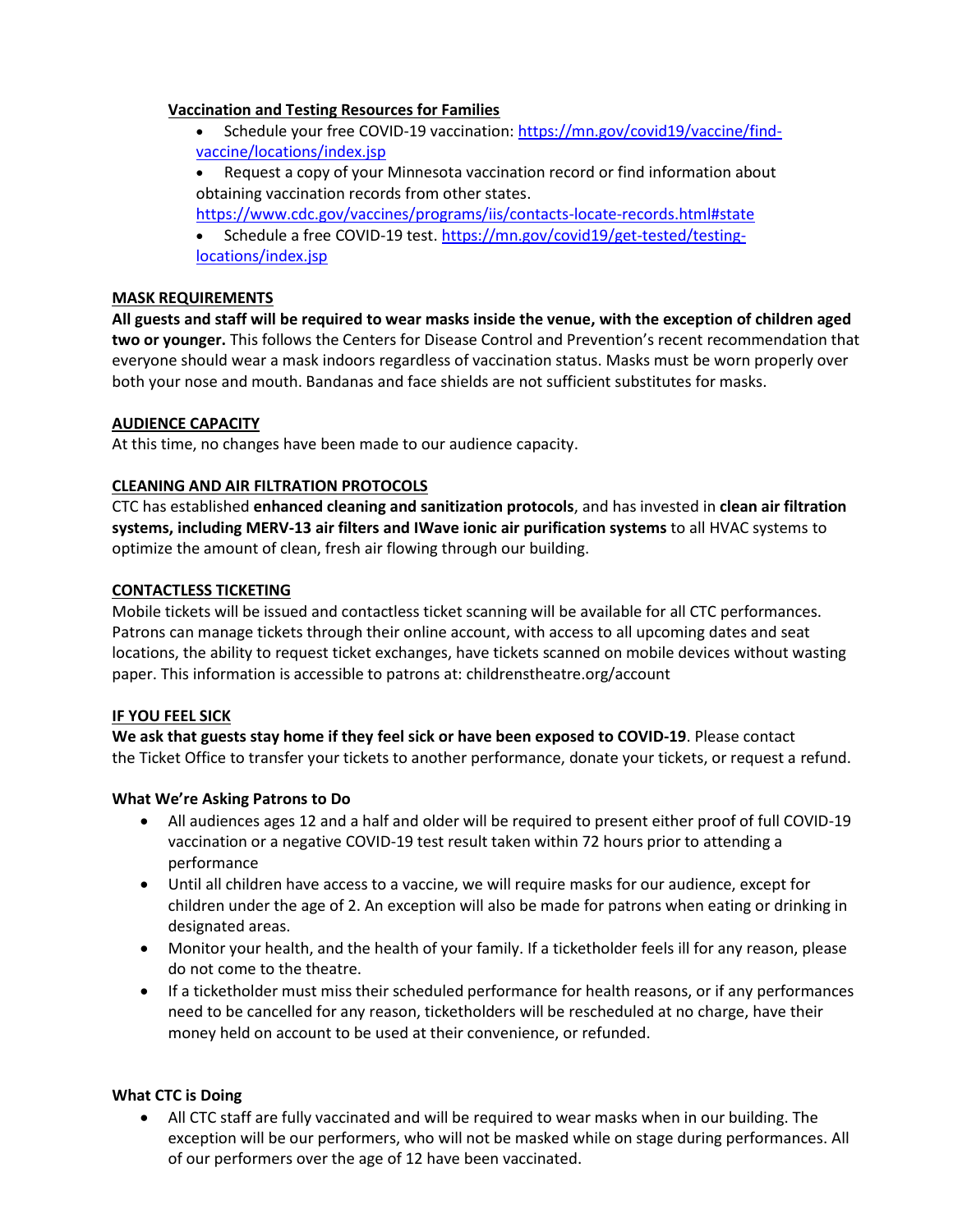**Vaccination and Testing Resources for Families**

- Schedule your free COVID-19 vaccination: [https://mn.gov/covid19/vaccine/find-vaccine/locations/index.jsp](https://mn.gov/covid19/vaccine/find-vaccine/locations/index.jsp)
- Request a copy of your Minnesota vaccination record or find information about obtaining vaccination records from other states. [https://www.cdc.gov/vaccines/programs/iis/contacts-locate-records.html#state](https://www.cdc.gov/vaccines/programs/iis/contacts-locate-records.html#state)
- Schedule a free COVID-19 test. [https://mn.gov/covid19/get-tested/testing-locations/index.jsp](https://mn.gov/covid19/get-tested/testing-locations/index.jsp)

**MASK REQUIREMENTS**

**All guests and staff will be required to wear masks inside the venue, with the exception of children aged two or younger.** This follows the Centers for Disease Control and Prevention's recent recommendation that everyone should wear a mask indoors regardless of vaccination status. Masks must be worn properly over both your nose and mouth. Bandanas and face shields are not sufficient substitutes for masks.

**AUDIENCE CAPACITY**

At this time, no changes have been made to our audience capacity.

**CLEANING AND AIR FILTRATION PROTOCOLS**

CTC has established **enhanced cleaning and sanitization protocols**, and has invested in **clean air filtration systems, including MERV-13 air filters and IWave ionic air purification systems** to all HVAC systems to optimize the amount of clean, fresh air flowing through our building.

**CONTACTLESS TICKETING**

Mobile tickets will be issued and contactless ticket scanning will be available for all CTC performances. Patrons can manage tickets through their online account, with access to all upcoming dates and seat locations, the ability to request ticket exchanges, have tickets scanned on mobile devices without wasting paper. This information is accessible to patrons at: childrenstheatre.org/account

**IF YOU FEEL SICK**

**We ask that guests stay home if they feel sick or have been exposed to COVID-19**. Please contact the Ticket Office to transfer your tickets to another performance, donate your tickets, or request a refund.

**What We're Asking Patrons to Do**

- All audiences ages 12 and a half and older will be required to present either proof of full COVID-19 vaccination or a negative COVID-19 test result taken within 72 hours prior to attending a performance
- Until all children have access to a vaccine, we will require masks for our audience, except for children under the age of 2. An exception will also be made for patrons when eating or drinking in designated areas.
- Monitor your health, and the health of your family. If a ticketholder feels ill for any reason, please do not come to the theatre.
- If a ticketholder must miss their scheduled performance for health reasons, or if any performances need to be cancelled for any reason, ticketholders will be rescheduled at no charge, have their money held on account to be used at their convenience, or refunded.

**What CTC is Doing**

- All CTC staff are fully vaccinated and will be required to wear masks when in our building. The exception will be our performers, who will not be masked while on stage during performances. All of our performers over the age of 12 have been vaccinated.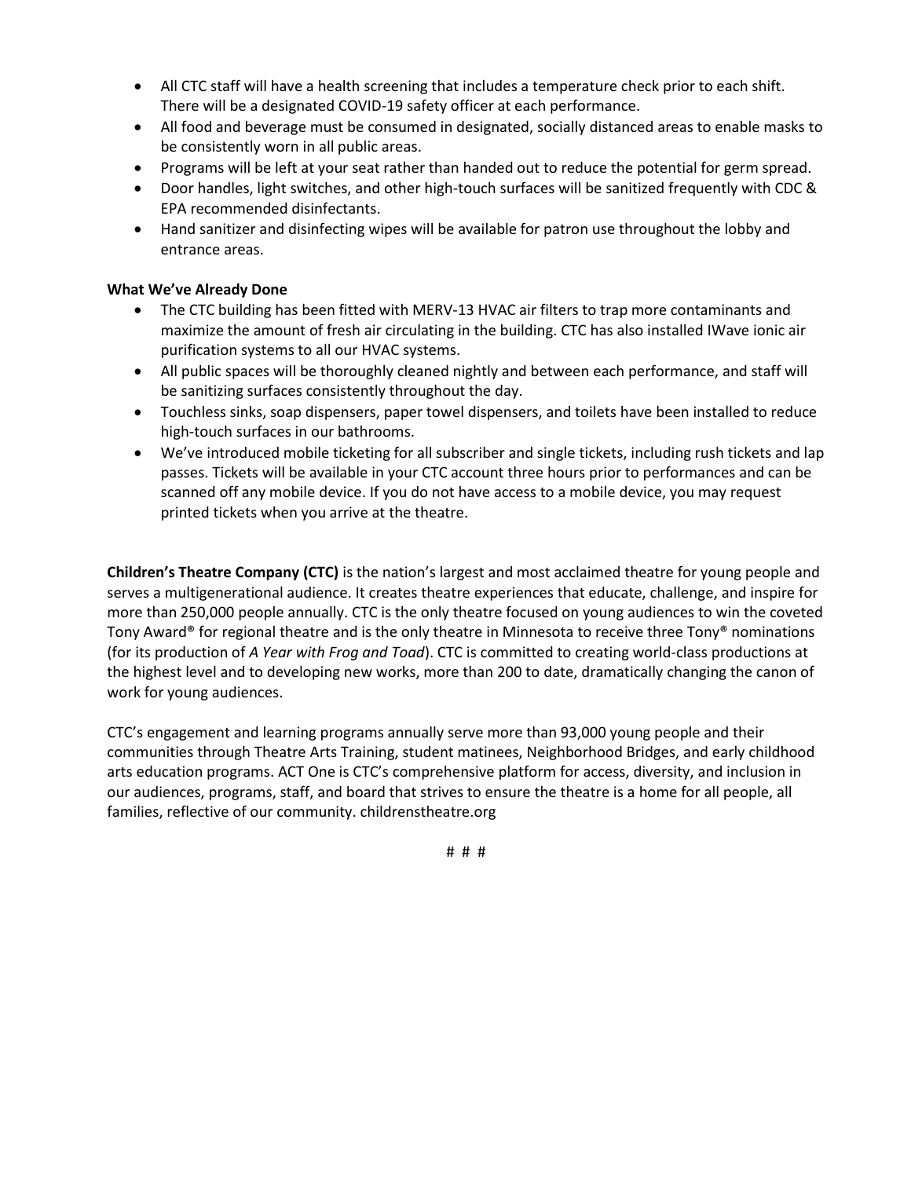- All CTC staff will have a health screening that includes a temperature check prior to each shift. There will be a designated COVID-19 safety officer at each performance.
- All food and beverage must be consumed in designated, socially distanced areas to enable masks to be consistently worn in all public areas.
- Programs will be left at your seat rather than handed out to reduce the potential for germ spread.
- Door handles, light switches, and other high-touch surfaces will be sanitized frequently with CDC & EPA recommended disinfectants.
- Hand sanitizer and disinfecting wipes will be available for patron use throughout the lobby and entrance areas.

**What We've Already Done**

- The CTC building has been fitted with MERV-13 HVAC air filters to trap more contaminants and maximize the amount of fresh air circulating in the building. CTC has also installed IWave ionic air purification systems to all our HVAC systems.
- All public spaces will be thoroughly cleaned nightly and between each performance, and staff will be sanitizing surfaces consistently throughout the day.
- Touchless sinks, soap dispensers, paper towel dispensers, and toilets have been installed to reduce high-touch surfaces in our bathrooms.
- We've introduced mobile ticketing for all subscriber and single tickets, including rush tickets and lap passes. Tickets will be available in your CTC account three hours prior to performances and can be scanned off any mobile device. If you do not have access to a mobile device, you may request printed tickets when you arrive at the theatre.

**Children's Theatre Company (CTC)** is the nation's largest and most acclaimed theatre for young people and serves a multigenerational audience. It creates theatre experiences that educate, challenge, and inspire for more than 250,000 people annually. CTC is the only theatre focused on young audiences to win the coveted Tony Award® for regional theatre and is the only theatre in Minnesota to receive three Tony® nominations (for its production of *A Year with Frog and Toad*). CTC is committed to creating world-class productions at the highest level and to developing new works, more than 200 to date, dramatically changing the canon of work for young audiences.

CTC's engagement and learning programs annually serve more than 93,000 young people and their communities through Theatre Arts Training, student matinees, Neighborhood Bridges, and early childhood arts education programs. ACT One is CTC's comprehensive platform for access, diversity, and inclusion in our audiences, programs, staff, and board that strives to ensure the theatre is a home for all people, all families, reflective of our community. childrenstheatre.org

# # #